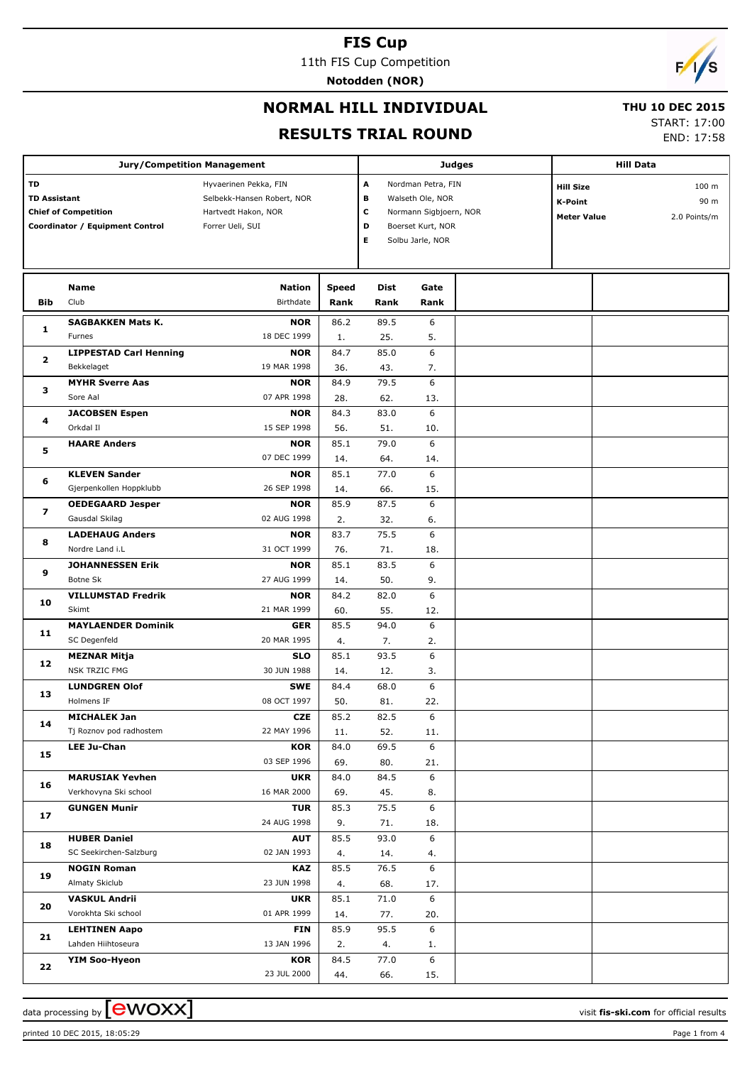# FIS Cup

11th FIS Cup Competition

**Notodden (NOR)**

## NORMAL HILL INDIVIDUAL

**THU 10 DEC 2015**

## RESULTS TRIAL ROUND

START: 17:00
END: 17:58

| Jury/Competition Management | | Judges | | Hill Data | |
|---|---|---|---|---|---|
| TD | Hyvaerinen Pekka, FIN | A | Nordman Petra, FIN | Hill Size | 100 m |
| TD Assistant | Selbekk-Hansen Robert, NOR | B | Walseth Ole, NOR | K-Point | 90 m |
| Chief of Competition | Hartvedt Hakon, NOR | C | Normann Sigbjoern, NOR | Meter Value | 2.0 Points/m |
| Coordinator / Equipment Control | Forrer Ueli, SUI | D | Boerset Kurt, NOR | | |
| | | E | Solbu Jarle, NOR | | |

| Bib | Name / Club | Nation / Birthdate | Speed / Rank | Dist / Rank | Gate / Rank |
|---|---|---|---|---|---|
| 1 | **SAGBAKKEN Mats K.** / Furnes | **NOR** / 18 DEC 1999 | 86.2 / 1. | 89.5 / 25. | 6 / 5. |
| 2 | **LIPPESTAD Carl Henning** / Bekkelaget | **NOR** / 19 MAR 1998 | 84.7 / 36. | 85.0 / 43. | 6 / 7. |
| 3 | **MYHR Sverre Aas** / Sore Aal | **NOR** / 07 APR 1998 | 84.9 / 28. | 79.5 / 62. | 6 / 13. |
| 4 | **JACOBSEN Espen** / Orkdal Il | **NOR** / 15 SEP 1998 | 84.3 / 56. | 83.0 / 51. | 6 / 10. |
| 5 | **HAARE Anders** | **NOR** / 07 DEC 1999 | 85.1 / 14. | 79.0 / 64. | 6 / 14. |
| 6 | **KLEVEN Sander** / Gjerpenkollen Hoppklubb | **NOR** / 26 SEP 1998 | 85.1 / 14. | 77.0 / 66. | 6 / 15. |
| 7 | **OEDEGAARD Jesper** / Gausdal Skilag | **NOR** / 02 AUG 1998 | 85.9 / 2. | 87.5 / 32. | 6 / 6. |
| 8 | **LADEHAUG Anders** / Nordre Land i.L | **NOR** / 31 OCT 1999 | 83.7 / 76. | 75.5 / 71. | 6 / 18. |
| 9 | **JOHANNESSEN Erik** / Botne Sk | **NOR** / 27 AUG 1999 | 85.1 / 14. | 83.5 / 50. | 6 / 9. |
| 10 | **VILLUMSTAD Fredrik** / Skimt | **NOR** / 21 MAR 1999 | 84.2 / 60. | 82.0 / 55. | 6 / 12. |
| 11 | **MAYLAENDER Dominik** / SC Degenfeld | **GER** / 20 MAR 1995 | 85.5 / 4. | 94.0 / 7. | 6 / 2. |
| 12 | **MEZNAR Mitja** / NSK TRZIC FMG | **SLO** / 30 JUN 1988 | 85.1 / 14. | 93.5 / 12. | 6 / 3. |
| 13 | **LUNDGREN Olof** / Holmens IF | **SWE** / 08 OCT 1997 | 84.4 / 50. | 68.0 / 81. | 6 / 22. |
| 14 | **MICHALEK Jan** / Tj Roznov pod radhostem | **CZE** / 22 MAY 1996 | 85.2 / 11. | 82.5 / 52. | 6 / 11. |
| 15 | **LEE Ju-Chan** | **KOR** / 03 SEP 1996 | 84.0 / 69. | 69.5 / 80. | 6 / 21. |
| 16 | **MARUSIAK Yevhen** / Verkhovyna Ski school | **UKR** / 16 MAR 2000 | 84.0 / 69. | 84.5 / 45. | 6 / 8. |
| 17 | **GUNGEN Munir** | **TUR** / 24 AUG 1998 | 85.3 / 9. | 75.5 / 71. | 6 / 18. |
| 18 | **HUBER Daniel** / SC Seekirchen-Salzburg | **AUT** / 02 JAN 1993 | 85.5 / 4. | 93.0 / 14. | 6 / 4. |
| 19 | **NOGIN Roman** / Almaty Skiclub | **KAZ** / 23 JUN 1998 | 85.5 / 4. | 76.5 / 68. | 6 / 17. |
| 20 | **VASKUL Andrii** / Vorokhta Ski school | **UKR** / 01 APR 1999 | 85.1 / 14. | 71.0 / 77. | 6 / 20. |
| 21 | **LEHTINEN Aapo** / Lahden Hiihtoseura | **FIN** / 13 JAN 1996 | 85.9 / 2. | 95.5 / 4. | 6 / 1. |
| 22 | **YIM Soo-Hyeon** | **KOR** / 23 JUL 2000 | 84.5 / 44. | 77.0 / 66. | 6 / 15. |

data processing by ewoxx — visit **fis-ski.com** for official results

printed 10 DEC 2015, 18:05:29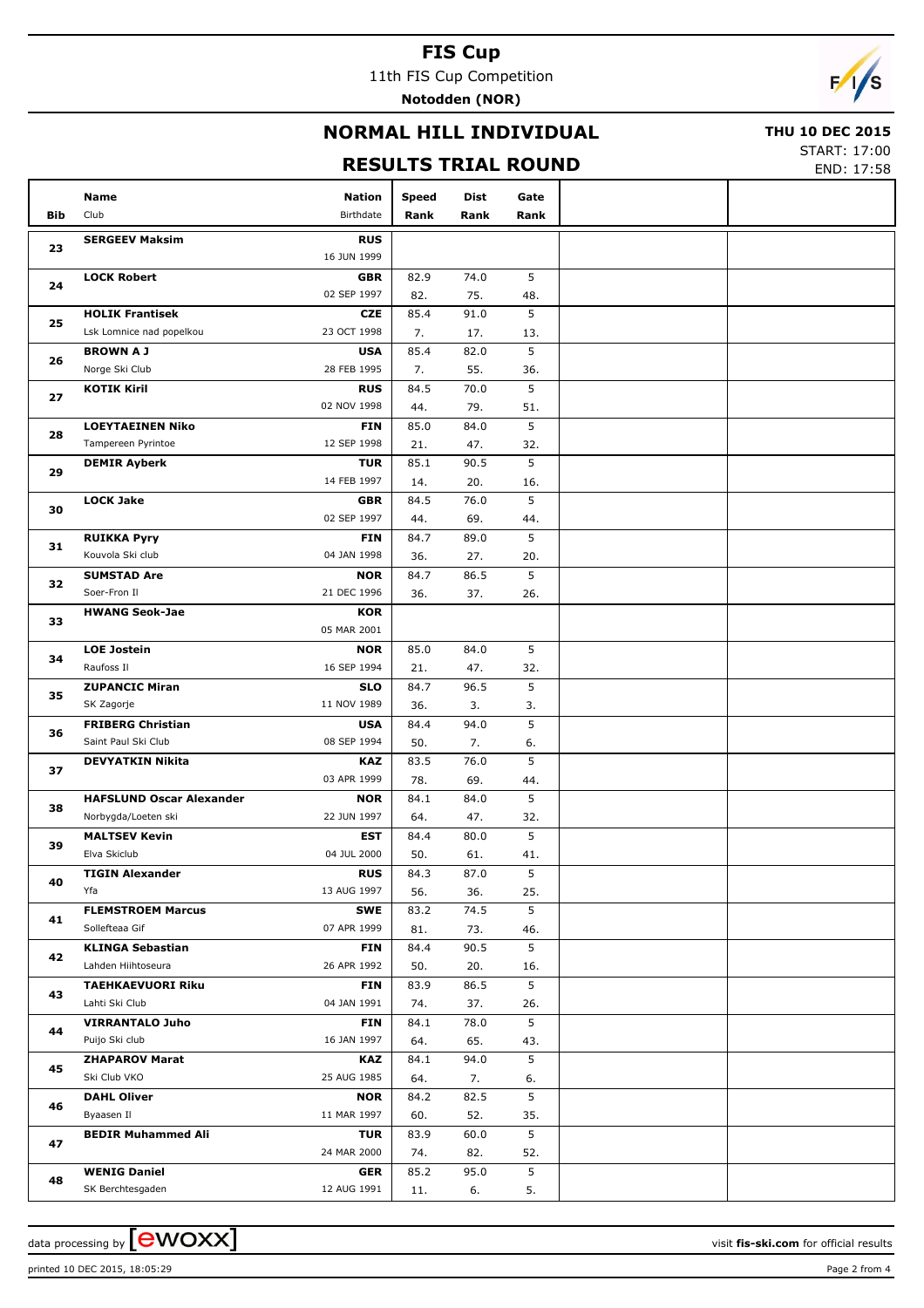# FIS Cup

11th FIS Cup Competition

**Notodden (NOR)**

## NORMAL HILL INDIVIDUAL

**THU 10 DEC 2015**

START: 17:00

END: 17:58

## RESULTS TRIAL ROUND

| Bib | Name / Club | Nation / Birthdate | Speed / Rank | Dist / Rank | Gate / Rank |
|---|---|---|---|---|---|
| 23 | **SERGEEV Maksim** | **RUS** 16 JUN 1999 | | | |
| 24 | **LOCK Robert** | **GBR** 02 SEP 1997 | 82.9 / 82. | 74.0 / 75. | 5 / 48. |
| 25 | **HOLIK Frantisek** Lsk Lomnice nad popelkou | **CZE** 23 OCT 1998 | 85.4 / 7. | 91.0 / 17. | 5 / 13. |
| 26 | **BROWN A J** Norge Ski Club | **USA** 28 FEB 1995 | 85.4 / 7. | 82.0 / 55. | 5 / 36. |
| 27 | **KOTIK Kiril** | **RUS** 02 NOV 1998 | 84.5 / 44. | 70.0 / 79. | 5 / 51. |
| 28 | **LOEYTAEINEN Niko** Tampereen Pyrintoe | **FIN** 12 SEP 1998 | 85.0 / 21. | 84.0 / 47. | 5 / 32. |
| 29 | **DEMIR Ayberk** | **TUR** 14 FEB 1997 | 85.1 / 14. | 90.5 / 20. | 5 / 16. |
| 30 | **LOCK Jake** | **GBR** 02 SEP 1997 | 84.5 / 44. | 76.0 / 69. | 5 / 44. |
| 31 | **RUIKKA Pyry** Kouvola Ski club | **FIN** 04 JAN 1998 | 84.7 / 36. | 89.0 / 27. | 5 / 20. |
| 32 | **SUMSTAD Are** Soer-Fron Il | **NOR** 21 DEC 1996 | 84.7 / 36. | 86.5 / 37. | 5 / 26. |
| 33 | **HWANG Seok-Jae** | **KOR** 05 MAR 2001 | | | |
| 34 | **LOE Jostein** Raufoss Il | **NOR** 16 SEP 1994 | 85.0 / 21. | 84.0 / 47. | 5 / 32. |
| 35 | **ZUPANCIC Miran** SK Zagorje | **SLO** 11 NOV 1989 | 84.7 / 36. | 96.5 / 3. | 5 / 3. |
| 36 | **FRIBERG Christian** Saint Paul Ski Club | **USA** 08 SEP 1994 | 84.4 / 50. | 94.0 / 7. | 5 / 6. |
| 37 | **DEVYATKIN Nikita** | **KAZ** 03 APR 1999 | 83.5 / 78. | 76.0 / 69. | 5 / 44. |
| 38 | **HAFSLUND Oscar Alexander** Norbygda/Loeten ski | **NOR** 22 JUN 1997 | 84.1 / 64. | 84.0 / 47. | 5 / 32. |
| 39 | **MALTSEV Kevin** Elva Skiclub | **EST** 04 JUL 2000 | 84.4 / 50. | 80.0 / 61. | 5 / 41. |
| 40 | **TIGIN Alexander** Yfa | **RUS** 13 AUG 1997 | 84.3 / 56. | 87.0 / 36. | 5 / 25. |
| 41 | **FLEMSTROEM Marcus** Sollefteaa Gif | **SWE** 07 APR 1999 | 83.2 / 81. | 74.5 / 73. | 5 / 46. |
| 42 | **KLINGA Sebastian** Lahden Hiihtoseura | **FIN** 26 APR 1992 | 84.4 / 50. | 90.5 / 20. | 5 / 16. |
| 43 | **TAEHKAEVUORI Riku** Lahti Ski Club | **FIN** 04 JAN 1991 | 83.9 / 74. | 86.5 / 37. | 5 / 26. |
| 44 | **VIRRANTALO Juho** Puijo Ski club | **FIN** 16 JAN 1997 | 84.1 / 64. | 78.0 / 65. | 5 / 43. |
| 45 | **ZHAPAROV Marat** Ski Club VKO | **KAZ** 25 AUG 1985 | 84.1 / 64. | 94.0 / 7. | 5 / 6. |
| 46 | **DAHL Oliver** Byaasen Il | **NOR** 11 MAR 1997 | 84.2 / 60. | 82.5 / 52. | 5 / 35. |
| 47 | **BEDIR Muhammed Ali** | **TUR** 24 MAR 2000 | 83.9 / 74. | 60.0 / 82. | 5 / 52. |
| 48 | **WENIG Daniel** SK Berchtesgaden | **GER** 12 AUG 1991 | 85.2 / 11. | 95.0 / 6. | 5 / 5. |

data processing by ewoxx — visit **fis-ski.com** for official results

printed 10 DEC 2015, 18:05:29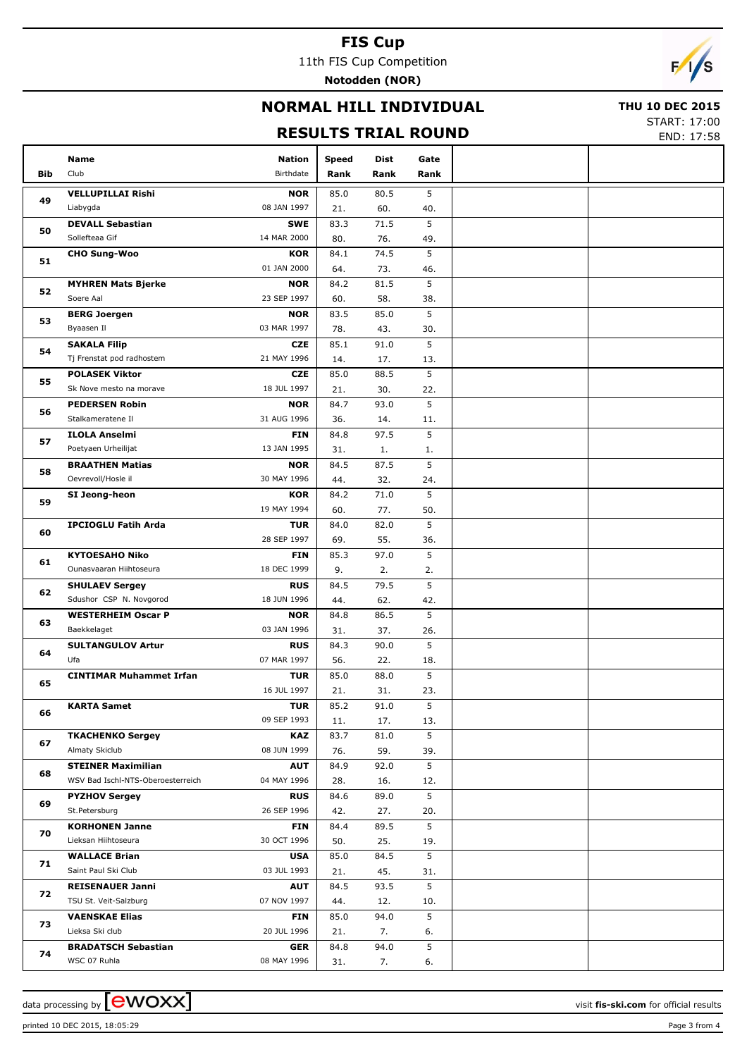# FIS Cup

11th FIS Cup Competition

**Notodden (NOR)**

## NORMAL HILL INDIVIDUAL

**THU 10 DEC 2015**

START: 17:00

END: 17:58

## RESULTS TRIAL ROUND

| Bib | Name / Club | Nation / Birthdate | Speed / Rank | Dist / Rank | Gate / Rank |
|---|---|---|---|---|---|
| 49 | **VELLUPILLAI Rishi**<br>Liabygda | **NOR**<br>08 JAN 1997 | 85.0<br>21. | 80.5<br>60. | 5<br>40. |
| 50 | **DEVALL Sebastian**<br>Sollefteaa Gif | **SWE**<br>14 MAR 2000 | 83.3<br>80. | 71.5<br>76. | 5<br>49. |
| 51 | **CHO Sung-Woo** | **KOR**<br>01 JAN 2000 | 84.1<br>64. | 74.5<br>73. | 5<br>46. |
| 52 | **MYHREN Mats Bjerke**<br>Soere Aal | **NOR**<br>23 SEP 1997 | 84.2<br>60. | 81.5<br>58. | 5<br>38. |
| 53 | **BERG Joergen**<br>Byaasen Il | **NOR**<br>03 MAR 1997 | 83.5<br>78. | 85.0<br>43. | 5<br>30. |
| 54 | **SAKALA Filip**<br>Tj Frenstat pod radhostem | **CZE**<br>21 MAY 1996 | 85.1<br>14. | 91.0<br>17. | 5<br>13. |
| 55 | **POLASEK Viktor**<br>Sk Nove mesto na morave | **CZE**<br>18 JUL 1997 | 85.0<br>21. | 88.5<br>30. | 5<br>22. |
| 56 | **PEDERSEN Robin**<br>Stalkameratene Il | **NOR**<br>31 AUG 1996 | 84.7<br>36. | 93.0<br>14. | 5<br>11. |
| 57 | **ILOLA Anselmi**<br>Poetyaen Urheilijat | **FIN**<br>13 JAN 1995 | 84.8<br>31. | 97.5<br>1. | 5<br>1. |
| 58 | **BRAATHEN Matias**<br>Oevrevoll/Hosle il | **NOR**<br>30 MAY 1996 | 84.5<br>44. | 87.5<br>32. | 5<br>24. |
| 59 | **SI Jeong-heon** | **KOR**<br>19 MAY 1994 | 84.2<br>60. | 71.0<br>77. | 5<br>50. |
| 60 | **IPCIOGLU Fatih Arda** | **TUR**<br>28 SEP 1997 | 84.0<br>69. | 82.0<br>55. | 5<br>36. |
| 61 | **KYTOESAHO Niko**<br>Ounasvaaran Hiihtoseura | **FIN**<br>18 DEC 1999 | 85.3<br>9. | 97.0<br>2. | 5<br>2. |
| 62 | **SHULAEV Sergey**<br>Sdushor CSP N. Novgorod | **RUS**<br>18 JUN 1996 | 84.5<br>44. | 79.5<br>62. | 5<br>42. |
| 63 | **WESTERHEIM Oscar P**<br>Baekkelaget | **NOR**<br>03 JAN 1996 | 84.8<br>31. | 86.5<br>37. | 5<br>26. |
| 64 | **SULTANGULOV Artur**<br>Ufa | **RUS**<br>07 MAR 1997 | 84.3<br>56. | 90.0<br>22. | 5<br>18. |
| 65 | **CINTIMAR Muhammet Irfan** | **TUR**<br>16 JUL 1997 | 85.0<br>21. | 88.0<br>31. | 5<br>23. |
| 66 | **KARTA Samet** | **TUR**<br>09 SEP 1993 | 85.2<br>11. | 91.0<br>17. | 5<br>13. |
| 67 | **TKACHENKO Sergey**<br>Almaty Skiclub | **KAZ**<br>08 JUN 1999 | 83.7<br>76. | 81.0<br>59. | 5<br>39. |
| 68 | **STEINER Maximilian**<br>WSV Bad Ischl-NTS-Oberoesterreich | **AUT**<br>04 MAY 1996 | 84.9<br>28. | 92.0<br>16. | 5<br>12. |
| 69 | **PYZHOV Sergey**<br>St.Petersburg | **RUS**<br>26 SEP 1996 | 84.6<br>42. | 89.0<br>27. | 5<br>20. |
| 70 | **KORHONEN Janne**<br>Lieksan Hiihtoseura | **FIN**<br>30 OCT 1996 | 84.4<br>50. | 89.5<br>25. | 5<br>19. |
| 71 | **WALLACE Brian**<br>Saint Paul Ski Club | **USA**<br>03 JUL 1993 | 85.0<br>21. | 84.5<br>45. | 5<br>31. |
| 72 | **REISENAUER Janni**<br>TSU St. Veit-Salzburg | **AUT**<br>07 NOV 1997 | 84.5<br>44. | 93.5<br>12. | 5<br>10. |
| 73 | **VAENSKAE Elias**<br>Lieksa Ski club | **FIN**<br>20 JUL 1996 | 85.0<br>21. | 94.0<br>7. | 5<br>6. |
| 74 | **BRADATSCH Sebastian**<br>WSC 07 Ruhla | **GER**<br>08 MAY 1996 | 84.8<br>31. | 94.0<br>7. | 5<br>6. |

data processing by ewoxx — visit **fis-ski.com** for official results

printed 10 DEC 2015, 18:05:29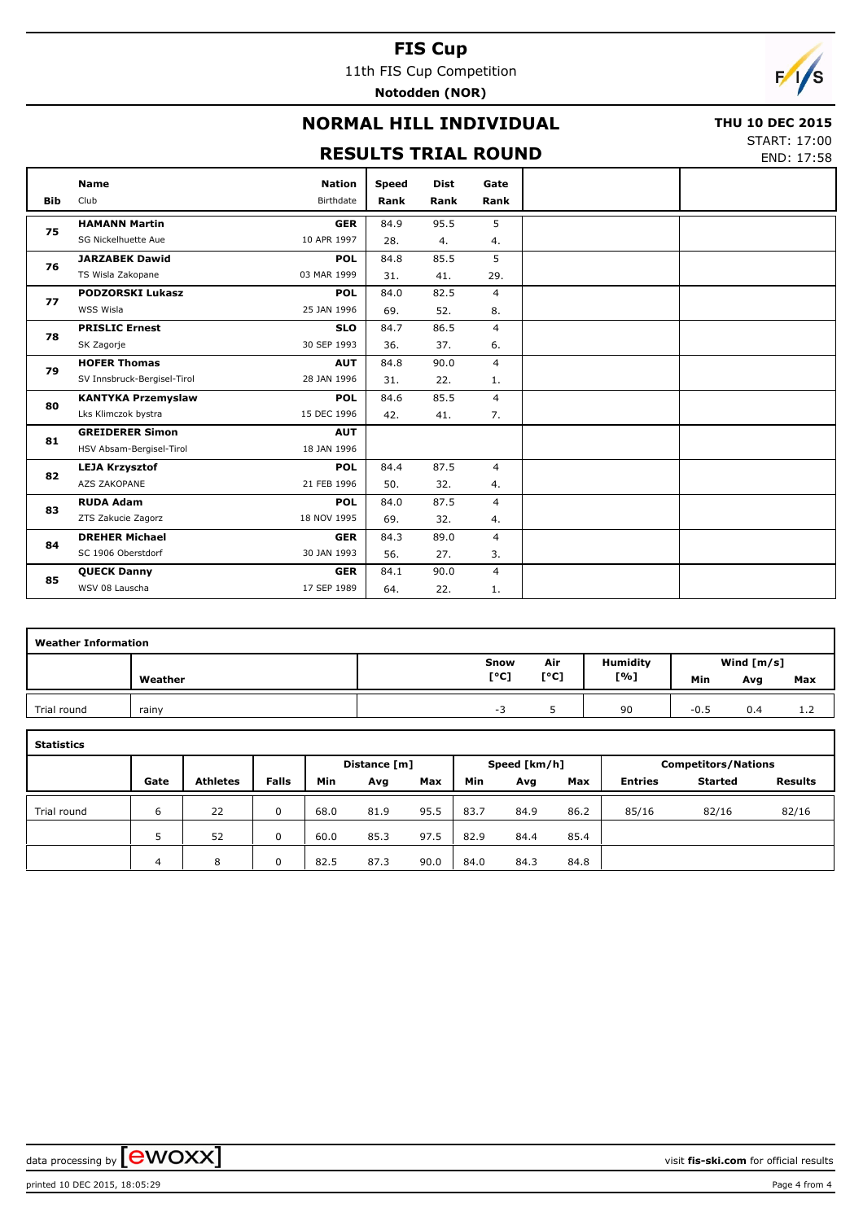# FIS Cup

11th FIS Cup Competition

**Notodden (NOR)**

## NORMAL HILL INDIVIDUAL

**THU 10 DEC 2015**

START: 17:00

END: 17:58

## RESULTS TRIAL ROUND

| Bib | Name / Club | Nation / Birthdate | Speed / Rank | Dist / Rank | Gate / Rank | | |
|---|---|---|---|---|---|---|---|
| 75 | **HAMANN Martin** | **GER** | 84.9 | 95.5 | 5 | | |
| | SG Nickelhuette Aue | 10 APR 1997 | 28. | 4. | 4. | | |
| 76 | **JARZABEK Dawid** | **POL** | 84.8 | 85.5 | 5 | | |
| | TS Wisla Zakopane | 03 MAR 1999 | 31. | 41. | 29. | | |
| 77 | **PODZORSKI Lukasz** | **POL** | 84.0 | 82.5 | 4 | | |
| | WSS Wisla | 25 JAN 1996 | 69. | 52. | 8. | | |
| 78 | **PRISLIC Ernest** | **SLO** | 84.7 | 86.5 | 4 | | |
| | SK Zagorje | 30 SEP 1993 | 36. | 37. | 6. | | |
| 79 | **HOFER Thomas** | **AUT** | 84.8 | 90.0 | 4 | | |
| | SV Innsbruck-Bergisel-Tirol | 28 JAN 1996 | 31. | 22. | 1. | | |
| 80 | **KANTYKA Przemyslaw** | **POL** | 84.6 | 85.5 | 4 | | |
| | Lks Klimczok bystra | 15 DEC 1996 | 42. | 41. | 7. | | |
| 81 | **GREIDERER Simon** | **AUT** | | | | | |
| | HSV Absam-Bergisel-Tirol | 18 JAN 1996 | | | | | |
| 82 | **LEJA Krzysztof** | **POL** | 84.4 | 87.5 | 4 | | |
| | AZS ZAKOPANE | 21 FEB 1996 | 50. | 32. | 4. | | |
| 83 | **RUDA Adam** | **POL** | 84.0 | 87.5 | 4 | | |
| | ZTS Zakucie Zagorz | 18 NOV 1995 | 69. | 32. | 4. | | |
| 84 | **DREHER Michael** | **GER** | 84.3 | 89.0 | 4 | | |
| | SC 1906 Oberstdorf | 30 JAN 1993 | 56. | 27. | 3. | | |
| 85 | **QUECK Danny** | **GER** | 84.1 | 90.0 | 4 | | |
| | WSV 08 Lauscha | 17 SEP 1989 | 64. | 22. | 1. | | |

**Weather Information**

| | Weather | Snow [°C] | Air [°C] | Humidity [%] | Wind [m/s] Min | Avg | Max |
|---|---|---|---|---|---|---|---|
| Trial round | rainy | -3 | 5 | 90 | -0.5 | 0.4 | 1.2 |

**Statistics**

| | Gate | Athletes | Falls | Distance [m] Min | Avg | Max | Speed [km/h] Min | Avg | Max | Competitors/Nations Entries | Started | Results |
|---|---|---|---|---|---|---|---|---|---|---|---|---|
| Trial round | 6 | 22 | 0 | 68.0 | 81.9 | 95.5 | 83.7 | 84.9 | 86.2 | 85/16 | 82/16 | 82/16 |
| | 5 | 52 | 0 | 60.0 | 85.3 | 97.5 | 82.9 | 84.4 | 85.4 | | | |
| | 4 | 8 | 0 | 82.5 | 87.3 | 90.0 | 84.0 | 84.3 | 84.8 | | | |

data processing by ewoxx

visit **fis-ski.com** for official results

printed 10 DEC 2015, 18:05:29